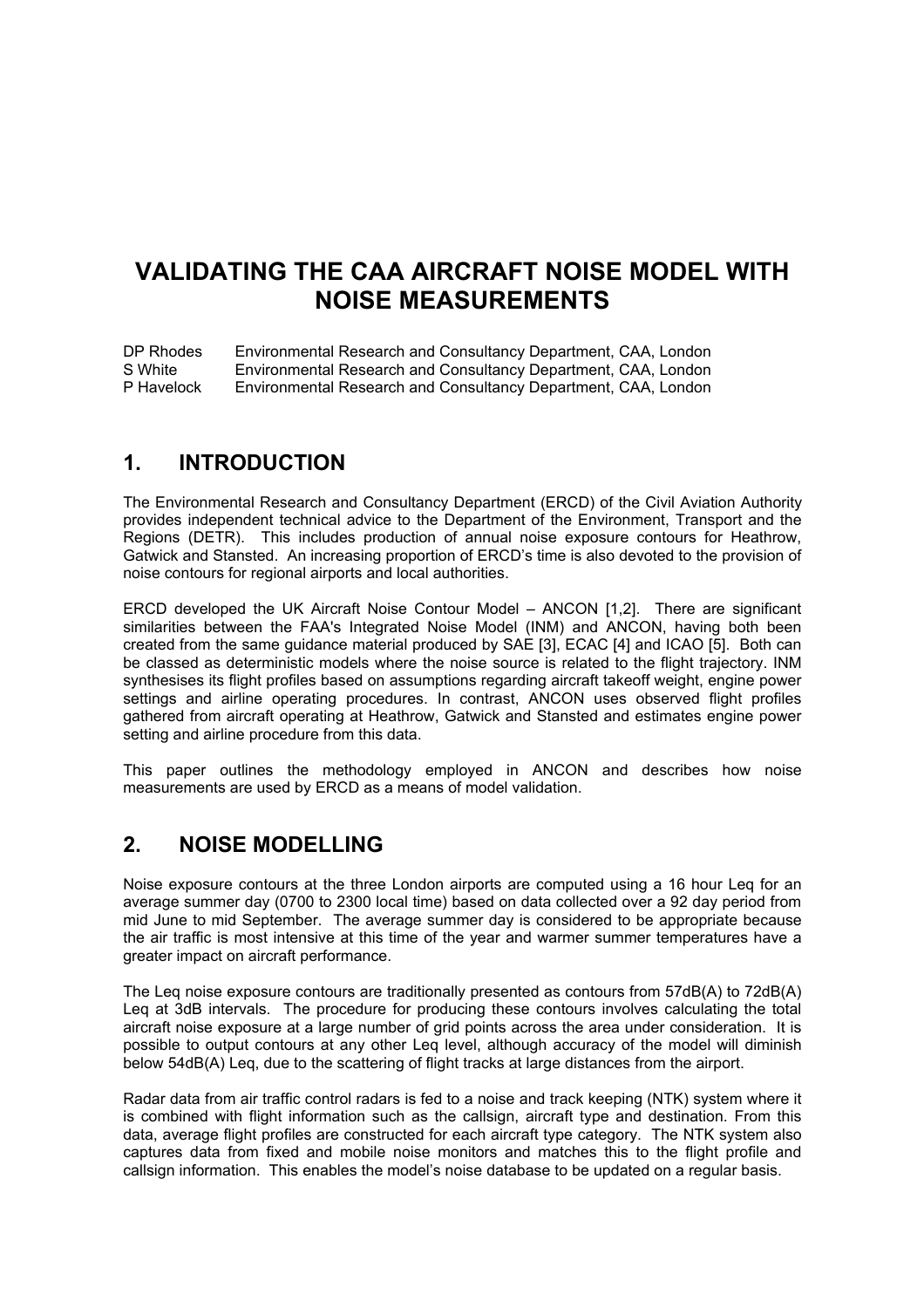# VALIDATING THE CAA AIRCRAFT NOISE MODEL WITH NOISE MEASUREMENTS

DP Rhodes Environmental Research and Consultancy Department, CAA, London
S White Environmental Research and Consultancy Department, CAA, London
P Havelock Environmental Research and Consultancy Department, CAA, London

## 1. INTRODUCTION

The Environmental Research and Consultancy Department (ERCD) of the Civil Aviation Authority provides independent technical advice to the Department of the Environment, Transport and the Regions (DETR). This includes production of annual noise exposure contours for Heathrow, Gatwick and Stansted. An increasing proportion of ERCD's time is also devoted to the provision of noise contours for regional airports and local authorities.

ERCD developed the UK Aircraft Noise Contour Model – ANCON [1,2]. There are significant similarities between the FAA's Integrated Noise Model (INM) and ANCON, having both been created from the same guidance material produced by SAE [3], ECAC [4] and ICAO [5]. Both can be classed as deterministic models where the noise source is related to the flight trajectory. INM synthesises its flight profiles based on assumptions regarding aircraft takeoff weight, engine power settings and airline operating procedures. In contrast, ANCON uses observed flight profiles gathered from aircraft operating at Heathrow, Gatwick and Stansted and estimates engine power setting and airline procedure from this data.

This paper outlines the methodology employed in ANCON and describes how noise measurements are used by ERCD as a means of model validation.

## 2. NOISE MODELLING

Noise exposure contours at the three London airports are computed using a 16 hour Leq for an average summer day (0700 to 2300 local time) based on data collected over a 92 day period from mid June to mid September. The average summer day is considered to be appropriate because the air traffic is most intensive at this time of the year and warmer summer temperatures have a greater impact on aircraft performance.

The Leq noise exposure contours are traditionally presented as contours from 57dB(A) to 72dB(A) Leq at 3dB intervals. The procedure for producing these contours involves calculating the total aircraft noise exposure at a large number of grid points across the area under consideration. It is possible to output contours at any other Leq level, although accuracy of the model will diminish below 54dB(A) Leq, due to the scattering of flight tracks at large distances from the airport.

Radar data from air traffic control radars is fed to a noise and track keeping (NTK) system where it is combined with flight information such as the callsign, aircraft type and destination. From this data, average flight profiles are constructed for each aircraft type category. The NTK system also captures data from fixed and mobile noise monitors and matches this to the flight profile and callsign information. This enables the model's noise database to be updated on a regular basis.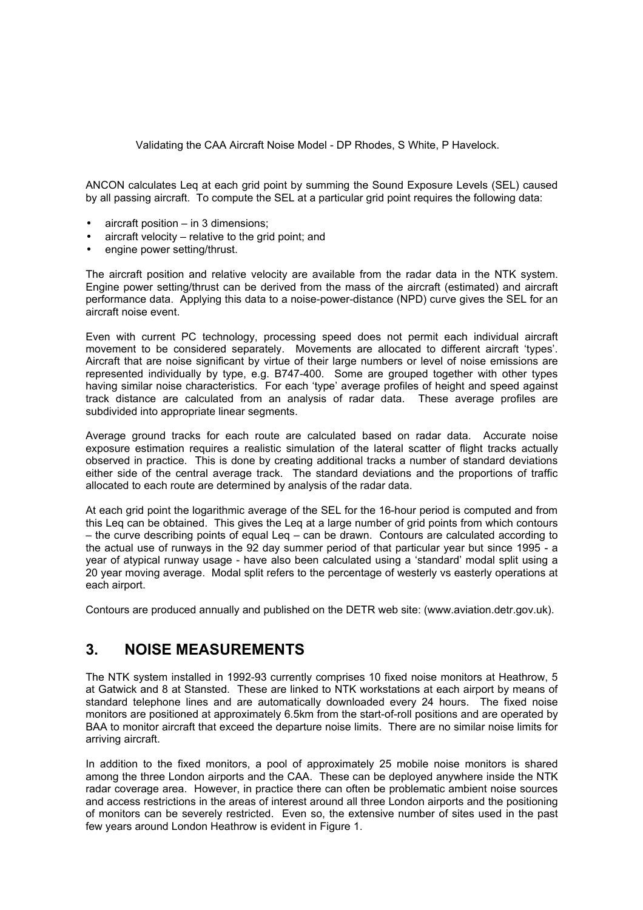ANCON calculates Leq at each grid point by summing the Sound Exposure Levels (SEL) caused by all passing aircraft. To compute the SEL at a particular grid point requires the following data:

- aircraft position – in 3 dimensions;
- aircraft velocity – relative to the grid point; and
- engine power setting/thrust.

The aircraft position and relative velocity are available from the radar data in the NTK system. Engine power setting/thrust can be derived from the mass of the aircraft (estimated) and aircraft performance data. Applying this data to a noise-power-distance (NPD) curve gives the SEL for an aircraft noise event.

Even with current PC technology, processing speed does not permit each individual aircraft movement to be considered separately. Movements are allocated to different aircraft 'types'. Aircraft that are noise significant by virtue of their large numbers or level of noise emissions are represented individually by type, e.g. B747-400. Some are grouped together with other types having similar noise characteristics. For each 'type' average profiles of height and speed against track distance are calculated from an analysis of radar data. These average profiles are subdivided into appropriate linear segments.

Average ground tracks for each route are calculated based on radar data. Accurate noise exposure estimation requires a realistic simulation of the lateral scatter of flight tracks actually observed in practice. This is done by creating additional tracks a number of standard deviations either side of the central average track. The standard deviations and the proportions of traffic allocated to each route are determined by analysis of the radar data.

At each grid point the logarithmic average of the SEL for the 16-hour period is computed and from this Leq can be obtained. This gives the Leq at a large number of grid points from which contours – the curve describing points of equal Leq – can be drawn. Contours are calculated according to the actual use of runways in the 92 day summer period of that particular year but since 1995 - a year of atypical runway usage - have also been calculated using a 'standard' modal split using a 20 year moving average. Modal split refers to the percentage of westerly vs easterly operations at each airport.

Contours are produced annually and published on the DETR web site: (www.aviation.detr.gov.uk).

## 3. NOISE MEASUREMENTS

The NTK system installed in 1992-93 currently comprises 10 fixed noise monitors at Heathrow, 5 at Gatwick and 8 at Stansted. These are linked to NTK workstations at each airport by means of standard telephone lines and are automatically downloaded every 24 hours. The fixed noise monitors are positioned at approximately 6.5km from the start-of-roll positions and are operated by BAA to monitor aircraft that exceed the departure noise limits. There are no similar noise limits for arriving aircraft.

In addition to the fixed monitors, a pool of approximately 25 mobile noise monitors is shared among the three London airports and the CAA. These can be deployed anywhere inside the NTK radar coverage area. However, in practice there can often be problematic ambient noise sources and access restrictions in the areas of interest around all three London airports and the positioning of monitors can be severely restricted. Even so, the extensive number of sites used in the past few years around London Heathrow is evident in Figure 1.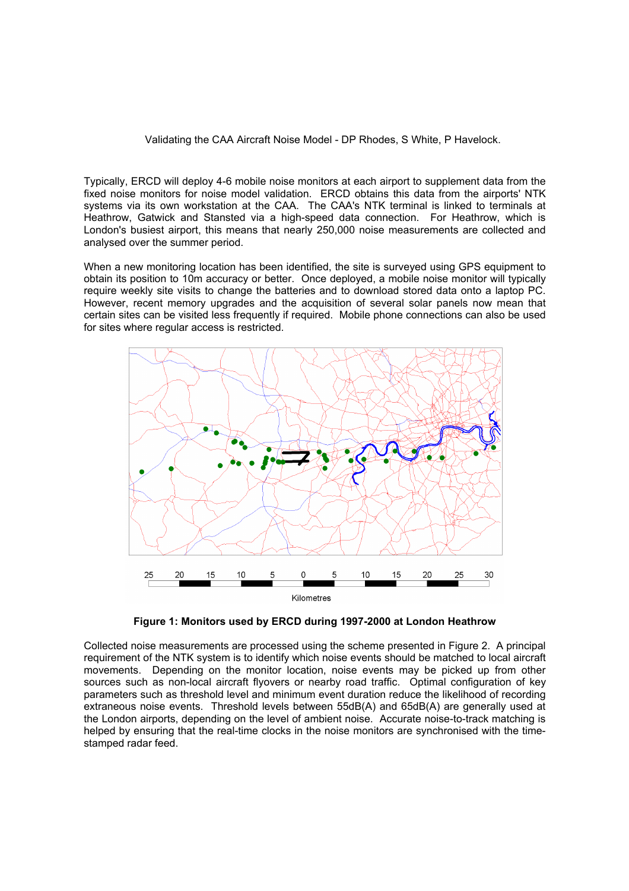Typically, ERCD will deploy 4-6 mobile noise monitors at each airport to supplement data from the fixed noise monitors for noise model validation. ERCD obtains this data from the airports' NTK systems via its own workstation at the CAA. The CAA's NTK terminal is linked to terminals at Heathrow, Gatwick and Stansted via a high-speed data connection. For Heathrow, which is London's busiest airport, this means that nearly 250,000 noise measurements are collected and analysed over the summer period.

When a new monitoring location has been identified, the site is surveyed using GPS equipment to obtain its position to 10m accuracy or better. Once deployed, a mobile noise monitor will typically require weekly site visits to change the batteries and to download stored data onto a laptop PC. However, recent memory upgrades and the acquisition of several solar panels now mean that certain sites can be visited less frequently if required. Mobile phone connections can also be used for sites where regular access is restricted.

25 20 15 10 5 0 5 10 15 20 25 30

Kilometres

**Figure 1: Monitors used by ERCD during 1997-2000 at London Heathrow**

Collected noise measurements are processed using the scheme presented in Figure 2. A principal requirement of the NTK system is to identify which noise events should be matched to local aircraft movements. Depending on the monitor location, noise events may be picked up from other sources such as non-local aircraft flyovers or nearby road traffic. Optimal configuration of key parameters such as threshold level and minimum event duration reduce the likelihood of recording extraneous noise events. Threshold levels between 55dB(A) and 65dB(A) are generally used at the London airports, depending on the level of ambient noise. Accurate noise-to-track matching is helped by ensuring that the real-time clocks in the noise monitors are synchronised with the time-stamped radar feed.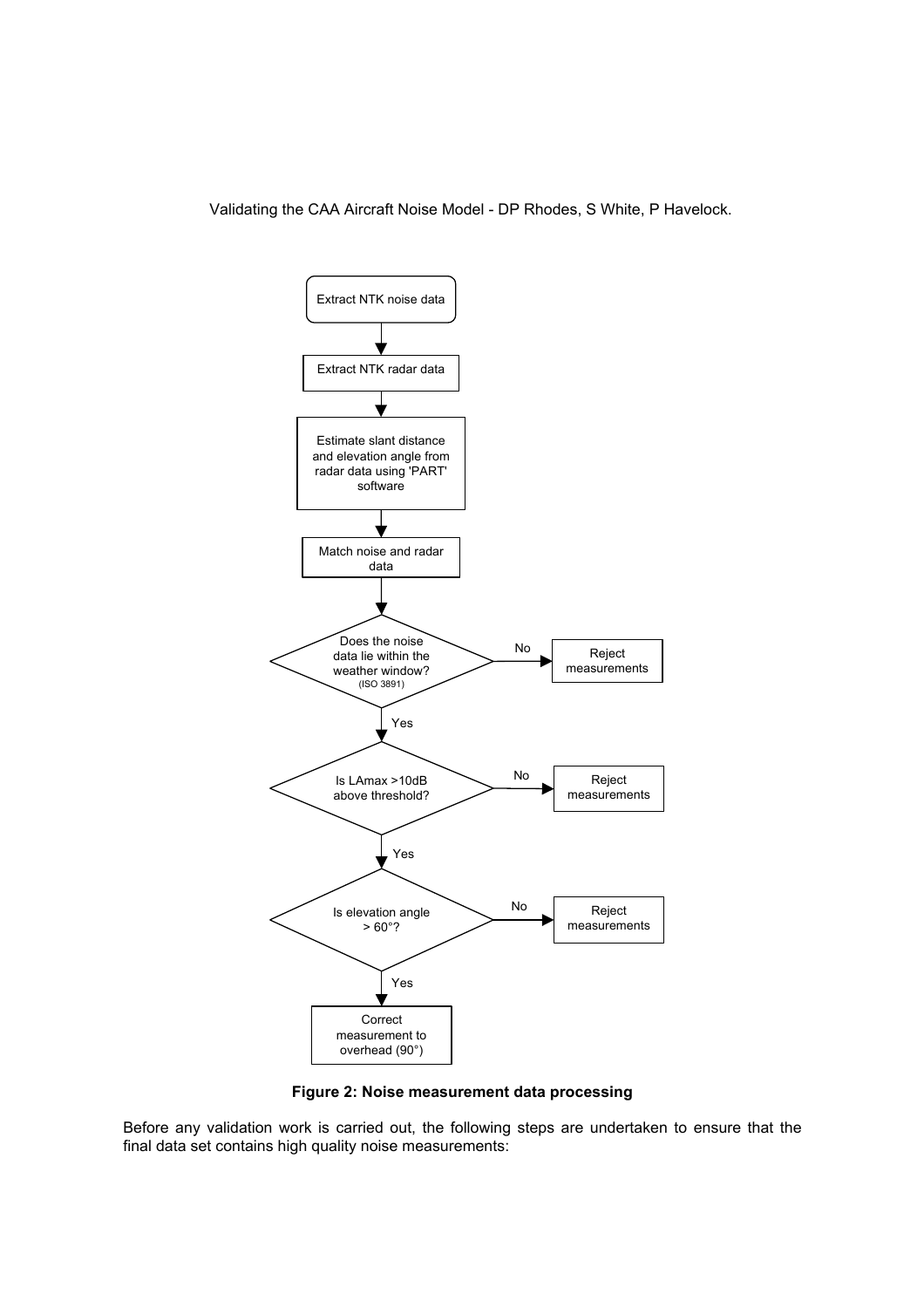Extract NTK noise data

Extract NTK radar data

Estimate slant distance and elevation angle from radar data using 'PART' software

Match noise and radar data

Does the noise data lie within the weather window? (ISO 3891)

No

Reject measurements

Yes

Is LAmax >10dB above threshold?

No

Reject measurements

Yes

Is elevation angle > 60°?

No

Reject measurements

Yes

Correct measurement to overhead (90°)

**Figure 2: Noise measurement data processing**

Before any validation work is carried out, the following steps are undertaken to ensure that the final data set contains high quality noise measurements: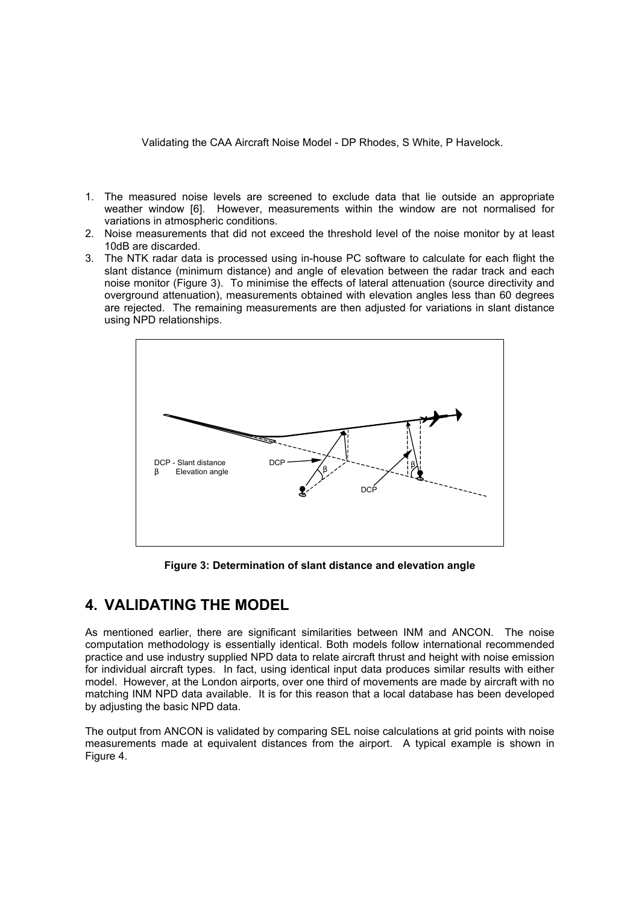1. The measured noise levels are screened to exclude data that lie outside an appropriate weather window [6]. However, measurements within the window are not normalised for variations in atmospheric conditions.
2. Noise measurements that did not exceed the threshold level of the noise monitor by at least 10dB are discarded.
3. The NTK radar data is processed using in-house PC software to calculate for each flight the slant distance (minimum distance) and angle of elevation between the radar track and each noise monitor (Figure 3). To minimise the effects of lateral attenuation (source directivity and overground attenuation), measurements obtained with elevation angles less than 60 degrees are rejected. The remaining measurements are then adjusted for variations in slant distance using NPD relationships.

DCP - Slant distance
β Elevation angle
DCP
β
β
DCP

**Figure 3: Determination of slant distance and elevation angle**

## 4. VALIDATING THE MODEL

As mentioned earlier, there are significant similarities between INM and ANCON. The noise computation methodology is essentially identical. Both models follow international recommended practice and use industry supplied NPD data to relate aircraft thrust and height with noise emission for individual aircraft types. In fact, using identical input data produces similar results with either model. However, at the London airports, over one third of movements are made by aircraft with no matching INM NPD data available. It is for this reason that a local database has been developed by adjusting the basic NPD data.

The output from ANCON is validated by comparing SEL noise calculations at grid points with noise measurements made at equivalent distances from the airport. A typical example is shown in Figure 4.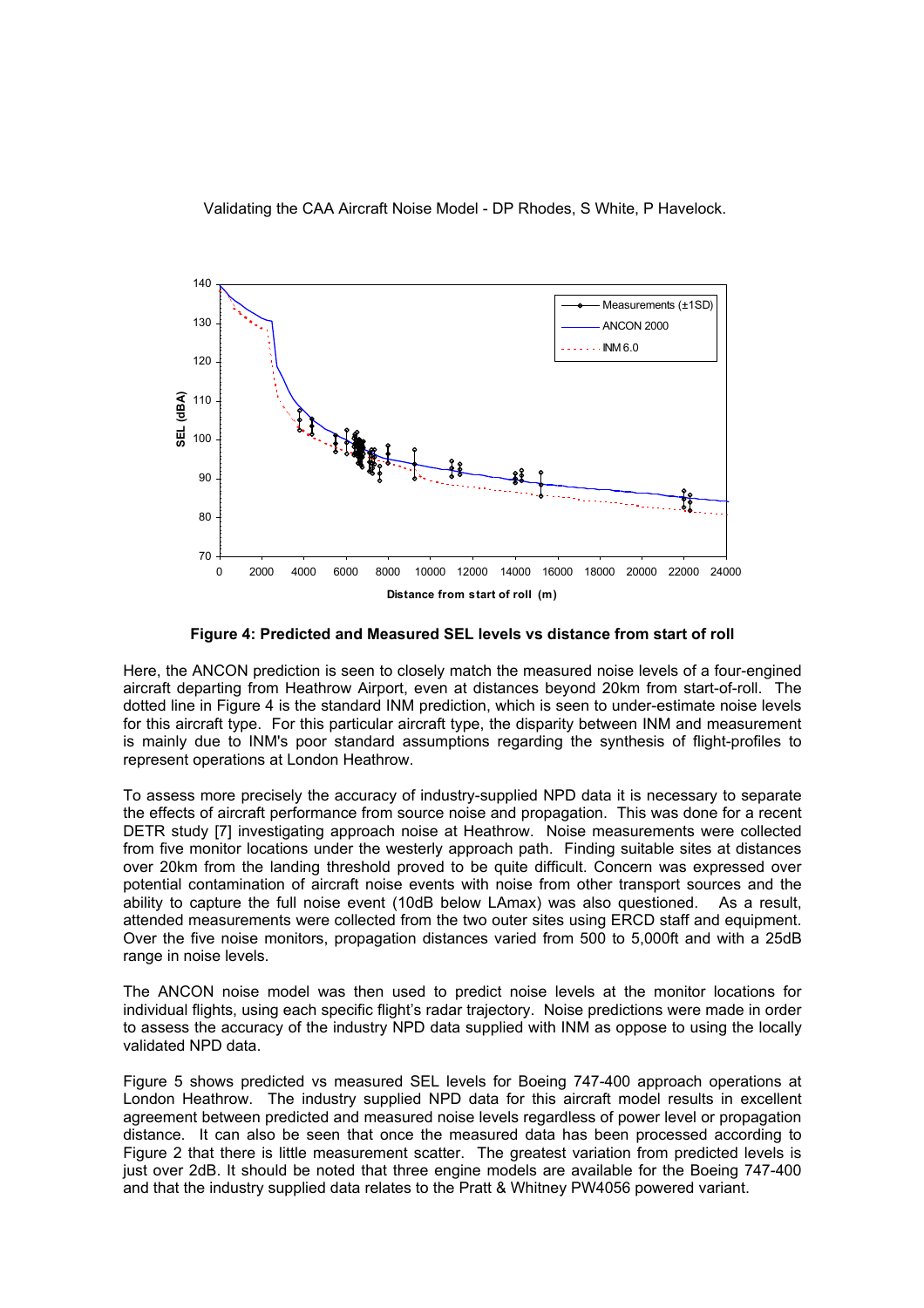140
130
120
110
100
90
80
70

SEL (dBA)

0 2000 4000 6000 8000 10000 12000 14000 16000 18000 20000 22000 24000

Distance from start of roll (m)

Measurements (±1SD)
ANCON 2000
INM 6.0

**Figure 4: Predicted and Measured SEL levels vs distance from start of roll**

Here, the ANCON prediction is seen to closely match the measured noise levels of a four-engined aircraft departing from Heathrow Airport, even at distances beyond 20km from start-of-roll. The dotted line in Figure 4 is the standard INM prediction, which is seen to under-estimate noise levels for this aircraft type. For this particular aircraft type, the disparity between INM and measurement is mainly due to INM's poor standard assumptions regarding the synthesis of flight-profiles to represent operations at London Heathrow.

To assess more precisely the accuracy of industry-supplied NPD data it is necessary to separate the effects of aircraft performance from source noise and propagation. This was done for a recent DETR study [7] investigating approach noise at Heathrow. Noise measurements were collected from five monitor locations under the westerly approach path. Finding suitable sites at distances over 20km from the landing threshold proved to be quite difficult. Concern was expressed over potential contamination of aircraft noise events with noise from other transport sources and the ability to capture the full noise event (10dB below LAmax) was also questioned. As a result, attended measurements were collected from the two outer sites using ERCD staff and equipment. Over the five noise monitors, propagation distances varied from 500 to 5,000ft and with a 25dB range in noise levels.

The ANCON noise model was then used to predict noise levels at the monitor locations for individual flights, using each specific flight's radar trajectory. Noise predictions were made in order to assess the accuracy of the industry NPD data supplied with INM as oppose to using the locally validated NPD data.

Figure 5 shows predicted vs measured SEL levels for Boeing 747-400 approach operations at London Heathrow. The industry supplied NPD data for this aircraft model results in excellent agreement between predicted and measured noise levels regardless of power level or propagation distance. It can also be seen that once the measured data has been processed according to Figure 2 that there is little measurement scatter. The greatest variation from predicted levels is just over 2dB. It should be noted that three engine models are available for the Boeing 747-400 and that the industry supplied data relates to the Pratt & Whitney PW4056 powered variant.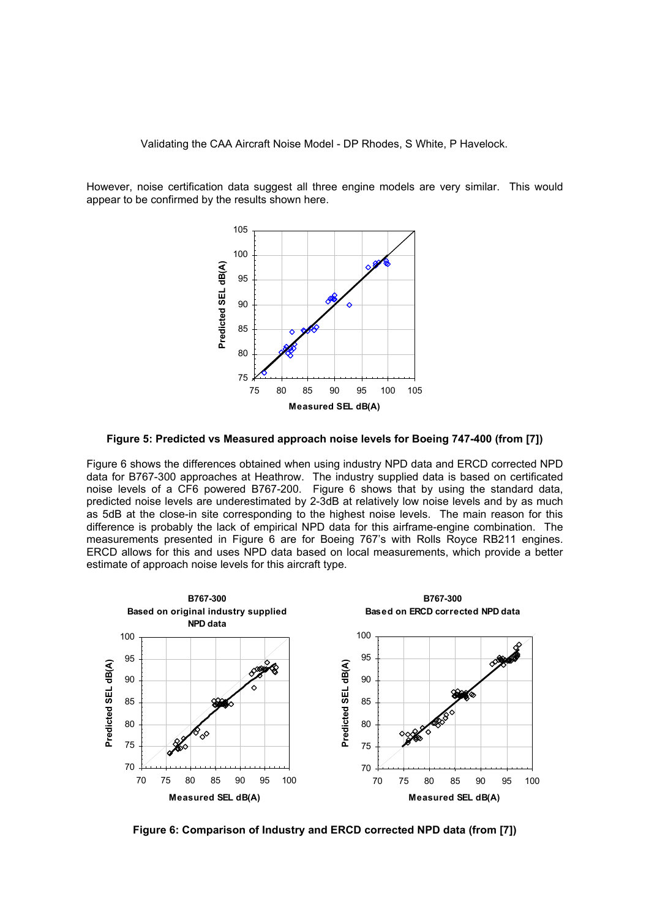However, noise certification data suggest all three engine models are very similar. This would appear to be confirmed by the results shown here.

Predicted SEL dB(A)

105
100
95
90
85
80
75

75 80 85 90 95 100 105

Measured SEL dB(A)

**Figure 5: Predicted vs Measured approach noise levels for Boeing 747-400 (from [7])**

Figure 6 shows the differences obtained when using industry NPD data and ERCD corrected NPD data for B767-300 approaches at Heathrow. The industry supplied data is based on certificated noise levels of a CF6 powered B767-200. Figure 6 shows that by using the standard data, predicted noise levels are underestimated by 2-3dB at relatively low noise levels and by as much as 5dB at the close-in site corresponding to the highest noise levels. The main reason for this difference is probably the lack of empirical NPD data for this airframe-engine combination. The measurements presented in Figure 6 are for Boeing 767's with Rolls Royce RB211 engines. ERCD allows for this and uses NPD data based on local measurements, which provide a better estimate of approach noise levels for this aircraft type.

**B767-300**
**Based on original industry supplied NPD data**

Predicted SEL dB(A)

100
95
90
85
80
75
70

70 75 80 85 90 95 100

Measured SEL dB(A)

**B767-300**
**Based on ERCD corrected NPD data**

Predicted SEL dB(A)

100
95
90
85
80
75
70

70 75 80 85 90 95 100

Measured SEL dB(A)

**Figure 6: Comparison of Industry and ERCD corrected NPD data (from [7])**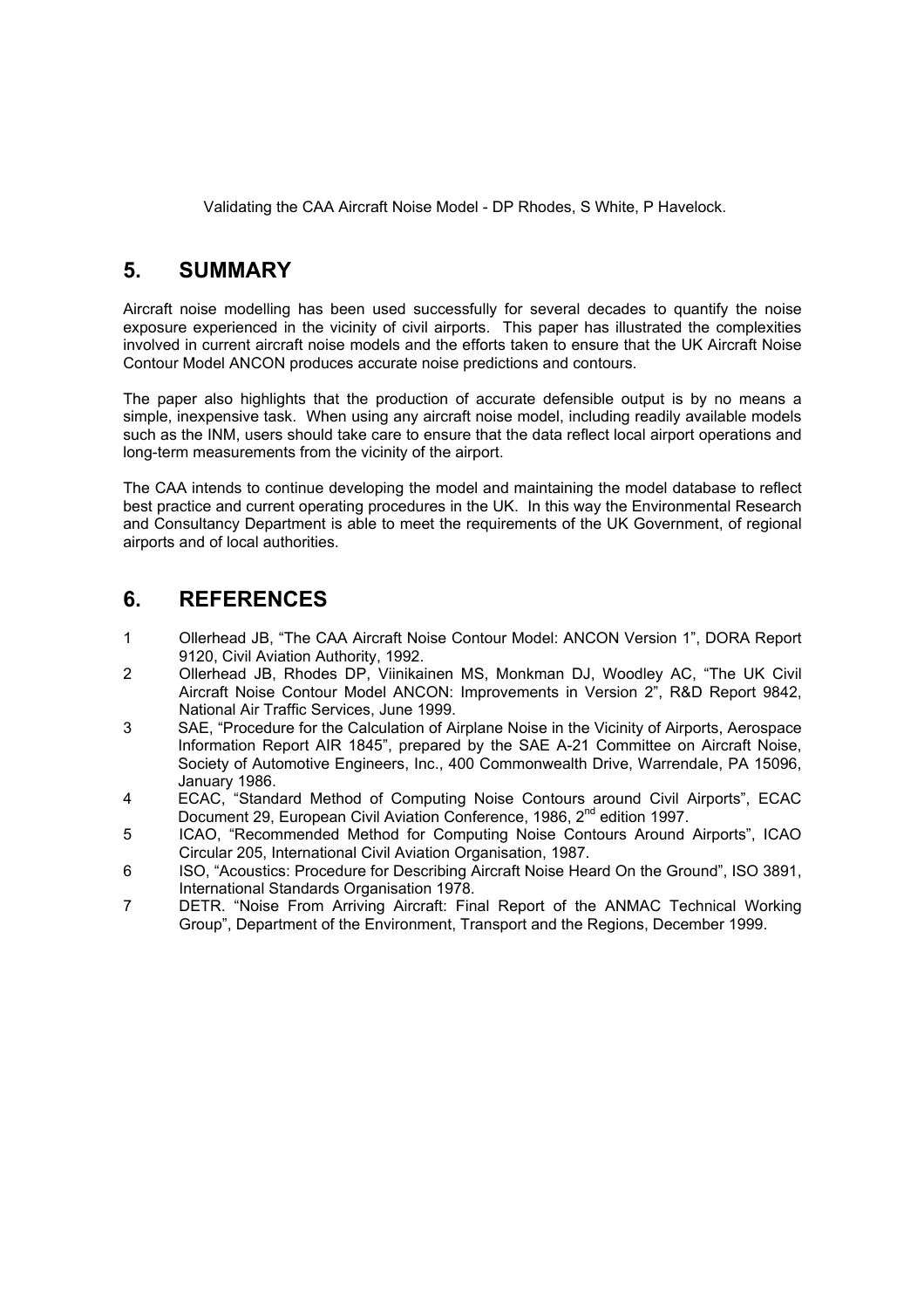## 5. SUMMARY

Aircraft noise modelling has been used successfully for several decades to quantify the noise exposure experienced in the vicinity of civil airports. This paper has illustrated the complexities involved in current aircraft noise models and the efforts taken to ensure that the UK Aircraft Noise Contour Model ANCON produces accurate noise predictions and contours.

The paper also highlights that the production of accurate defensible output is by no means a simple, inexpensive task. When using any aircraft noise model, including readily available models such as the INM, users should take care to ensure that the data reflect local airport operations and long-term measurements from the vicinity of the airport.

The CAA intends to continue developing the model and maintaining the model database to reflect best practice and current operating procedures in the UK. In this way the Environmental Research and Consultancy Department is able to meet the requirements of the UK Government, of regional airports and of local authorities.

## 6. REFERENCES

1. Ollerhead JB, "The CAA Aircraft Noise Contour Model: ANCON Version 1", DORA Report 9120, Civil Aviation Authority, 1992.
2. Ollerhead JB, Rhodes DP, Viinikainen MS, Monkman DJ, Woodley AC, "The UK Civil Aircraft Noise Contour Model ANCON: Improvements in Version 2", R&D Report 9842, National Air Traffic Services, June 1999.
3. SAE, "Procedure for the Calculation of Airplane Noise in the Vicinity of Airports, Aerospace Information Report AIR 1845", prepared by the SAE A-21 Committee on Aircraft Noise, Society of Automotive Engineers, Inc., 400 Commonwealth Drive, Warrendale, PA 15096, January 1986.
4. ECAC, "Standard Method of Computing Noise Contours around Civil Airports", ECAC Document 29, European Civil Aviation Conference, 1986, 2nd edition 1997.
5. ICAO, "Recommended Method for Computing Noise Contours Around Airports", ICAO Circular 205, International Civil Aviation Organisation, 1987.
6. ISO, "Acoustics: Procedure for Describing Aircraft Noise Heard On the Ground", ISO 3891, International Standards Organisation 1978.
7. DETR. "Noise From Arriving Aircraft: Final Report of the ANMAC Technical Working Group", Department of the Environment, Transport and the Regions, December 1999.